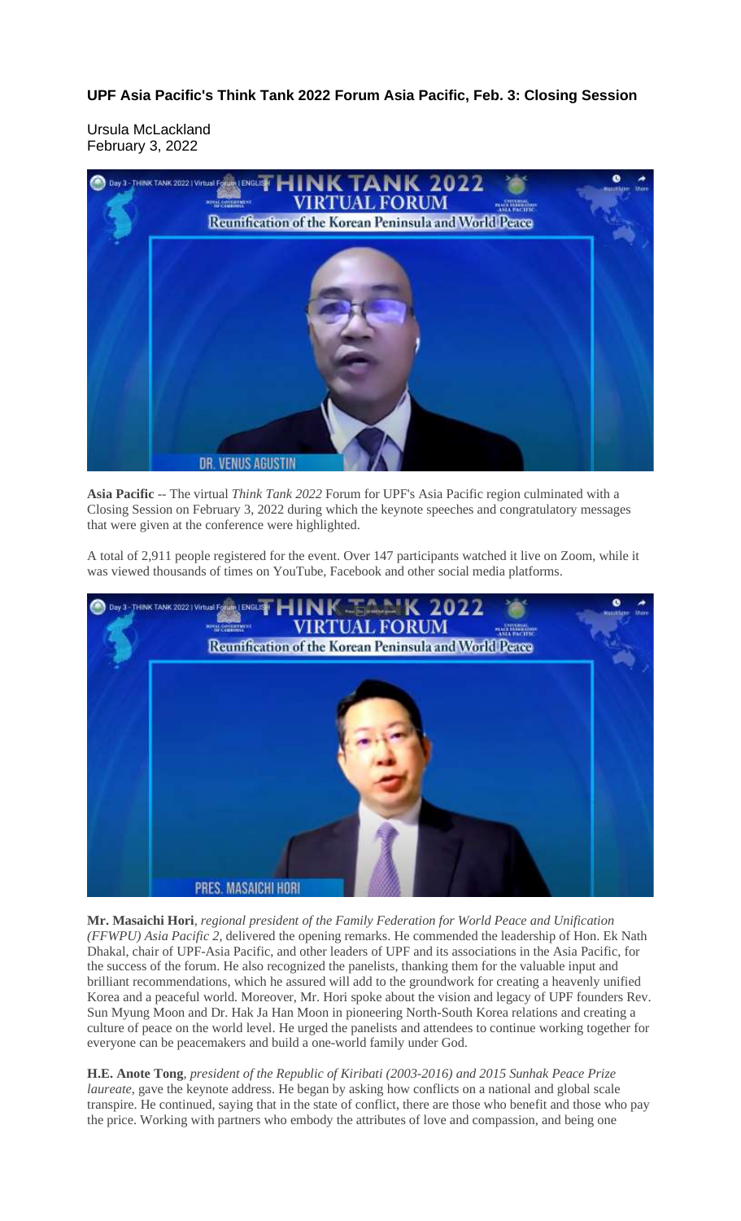**UPF Asia Pacific's Think Tank 2022 Forum Asia Pacific, Feb. 3: Closing Session**

Ursula McLackland
February 3, 2022

**Asia Pacific** -- The virtual *Think Tank 2022* Forum for UPF's Asia Pacific region culminated with a Closing Session on February 3, 2022 during which the keynote speeches and congratulatory messages that were given at the conference were highlighted.

A total of 2,911 people registered for the event. Over 147 participants watched it live on Zoom, while it was viewed thousands of times on YouTube, Facebook and other social media platforms.

**Mr. Masaichi Hori**, *regional president of the Family Federation for World Peace and Unification (FFWPU) Asia Pacific 2*, delivered the opening remarks. He commended the leadership of Hon. Ek Nath Dhakal, chair of UPF-Asia Pacific, and other leaders of UPF and its associations in the Asia Pacific, for the success of the forum. He also recognized the panelists, thanking them for the valuable input and brilliant recommendations, which he assured will add to the groundwork for creating a heavenly unified Korea and a peaceful world. Moreover, Mr. Hori spoke about the vision and legacy of UPF founders Rev. Sun Myung Moon and Dr. Hak Ja Han Moon in pioneering North-South Korea relations and creating a culture of peace on the world level. He urged the panelists and attendees to continue working together for everyone can be peacemakers and build a one-world family under God.

**H.E. Anote Tong**, *president of the Republic of Kiribati (2003-2016) and 2015 Sunhak Peace Prize laureate*, gave the keynote address. He began by asking how conflicts on a national and global scale transpire. He continued, saying that in the state of conflict, there are those who benefit and those who pay the price. Working with partners who embody the attributes of love and compassion, and being one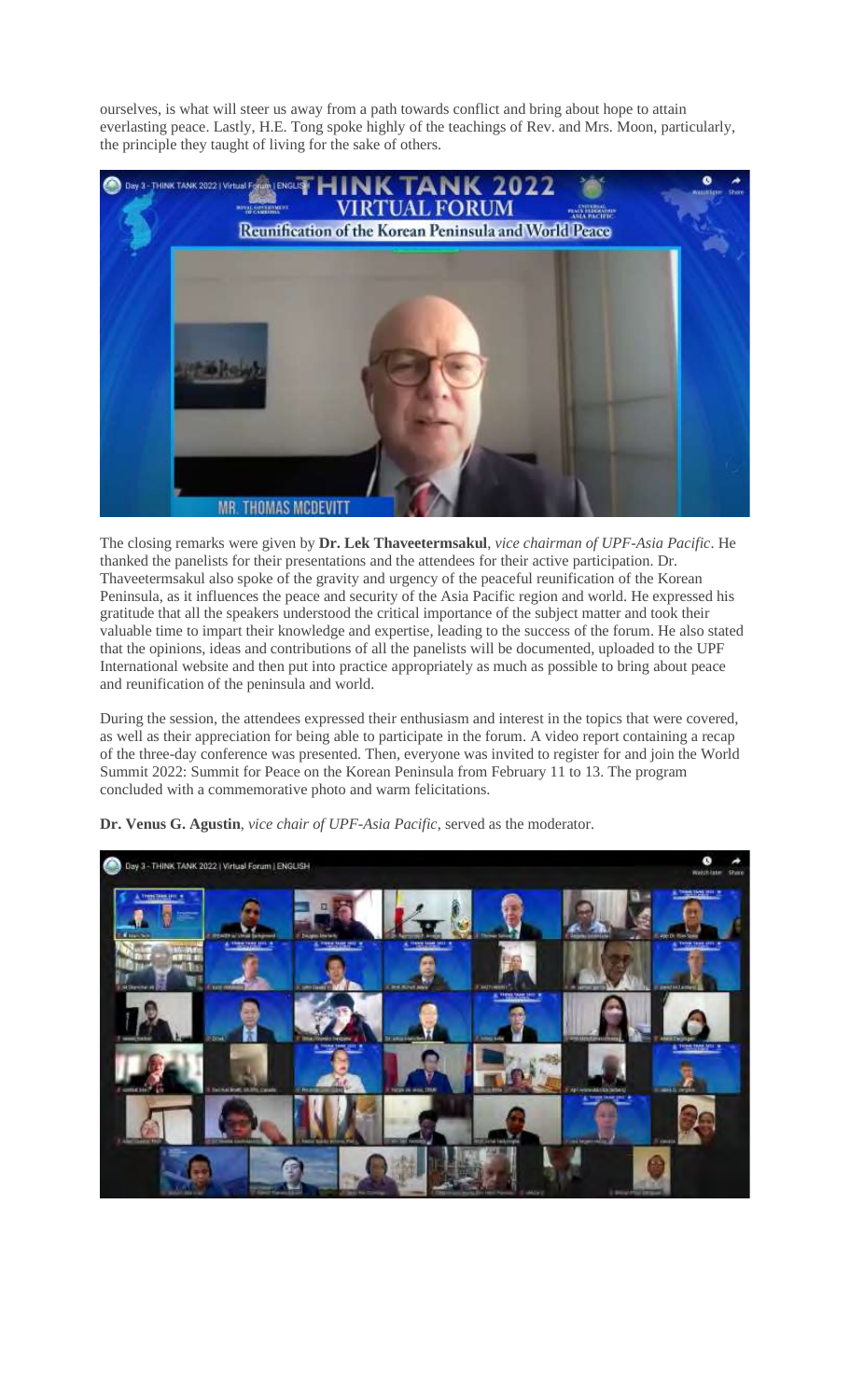ourselves, is what will steer us away from a path towards conflict and bring about hope to attain everlasting peace. Lastly, H.E. Tong spoke highly of the teachings of Rev. and Mrs. Moon, particularly, the principle they taught of living for the sake of others.

The closing remarks were given by **Dr. Lek Thaveetermsakul**, *vice chairman of UPF-Asia Pacific*. He thanked the panelists for their presentations and the attendees for their active participation. Dr. Thaveetermsakul also spoke of the gravity and urgency of the peaceful reunification of the Korean Peninsula, as it influences the peace and security of the Asia Pacific region and world. He expressed his gratitude that all the speakers understood the critical importance of the subject matter and took their valuable time to impart their knowledge and expertise, leading to the success of the forum. He also stated that the opinions, ideas and contributions of all the panelists will be documented, uploaded to the UPF International website and then put into practice appropriately as much as possible to bring about peace and reunification of the peninsula and world.

During the session, the attendees expressed their enthusiasm and interest in the topics that were covered, as well as their appreciation for being able to participate in the forum. A video report containing a recap of the three-day conference was presented. Then, everyone was invited to register for and join the World Summit 2022: Summit for Peace on the Korean Peninsula from February 11 to 13. The program concluded with a commemorative photo and warm felicitations.

**Dr. Venus G. Agustin**, *vice chair of UPF-Asia Pacific*, served as the moderator.